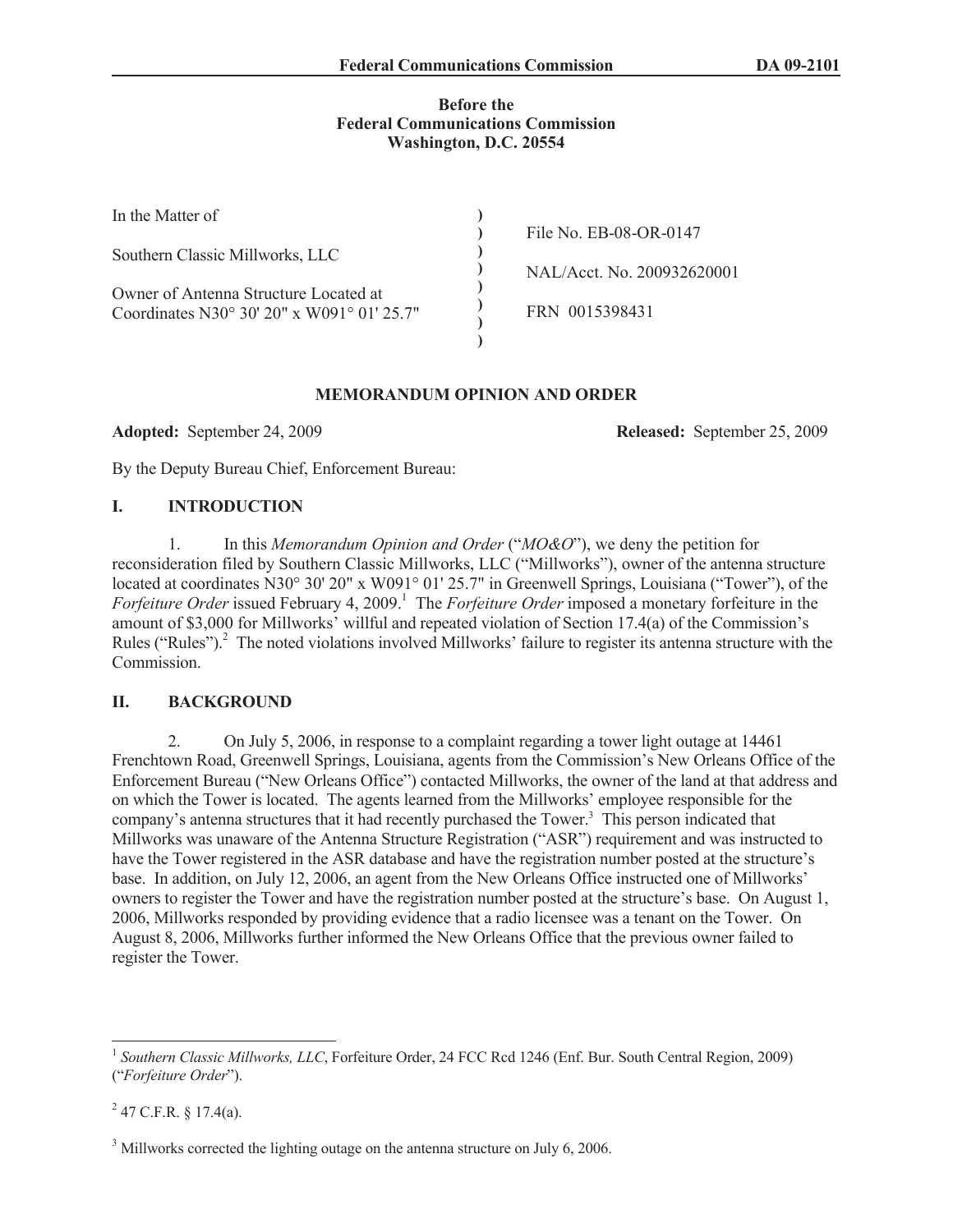**Before the**
**Federal Communications Commission**
**Washington, D.C. 20554**

| | | |
|---|---|---|
| In the Matter of | ) | |
| | ) | File No. EB-08-OR-0147 |
| Southern Classic Millworks, LLC | ) | |
| | ) | NAL/Acct. No. 200932620001 |
| Owner of Antenna Structure Located at | ) | |
| Coordinates N30° 30' 20" x W091° 01' 25.7" | ) | FRN 0015398431 |
| | ) | |
| | ) | |

## MEMORANDUM OPINION AND ORDER

**Adopted:** September 24, 2009 **Released:** September 25, 2009

By the Deputy Bureau Chief, Enforcement Bureau:

## I. INTRODUCTION

1. In this *Memorandum Opinion and Order* ("*MO&O*"), we deny the petition for reconsideration filed by Southern Classic Millworks, LLC ("Millworks"), owner of the antenna structure located at coordinates N30° 30' 20" x W091° 01' 25.7" in Greenwell Springs, Louisiana ("Tower"), of the *Forfeiture Order* issued February 4, 2009.[1] The *Forfeiture Order* imposed a monetary forfeiture in the amount of $3,000 for Millworks' willful and repeated violation of Section 17.4(a) of the Commission's Rules ("Rules").[2] The noted violations involved Millworks' failure to register its antenna structure with the Commission.

## II. BACKGROUND

2. On July 5, 2006, in response to a complaint regarding a tower light outage at 14461 Frenchtown Road, Greenwell Springs, Louisiana, agents from the Commission's New Orleans Office of the Enforcement Bureau ("New Orleans Office") contacted Millworks, the owner of the land at that address and on which the Tower is located. The agents learned from the Millworks' employee responsible for the company's antenna structures that it had recently purchased the Tower.[3] This person indicated that Millworks was unaware of the Antenna Structure Registration ("ASR") requirement and was instructed to have the Tower registered in the ASR database and have the registration number posted at the structure's base. In addition, on July 12, 2006, an agent from the New Orleans Office instructed one of Millworks' owners to register the Tower and have the registration number posted at the structure's base. On August 1, 2006, Millworks responded by providing evidence that a radio licensee was a tenant on the Tower. On August 8, 2006, Millworks further informed the New Orleans Office that the previous owner failed to register the Tower.

---

[1] *Southern Classic Millworks, LLC*, Forfeiture Order, 24 FCC Rcd 1246 (Enf. Bur. South Central Region, 2009) ("*Forfeiture Order*").

[2] 47 C.F.R. § 17.4(a).

[3] Millworks corrected the lighting outage on the antenna structure on July 6, 2006.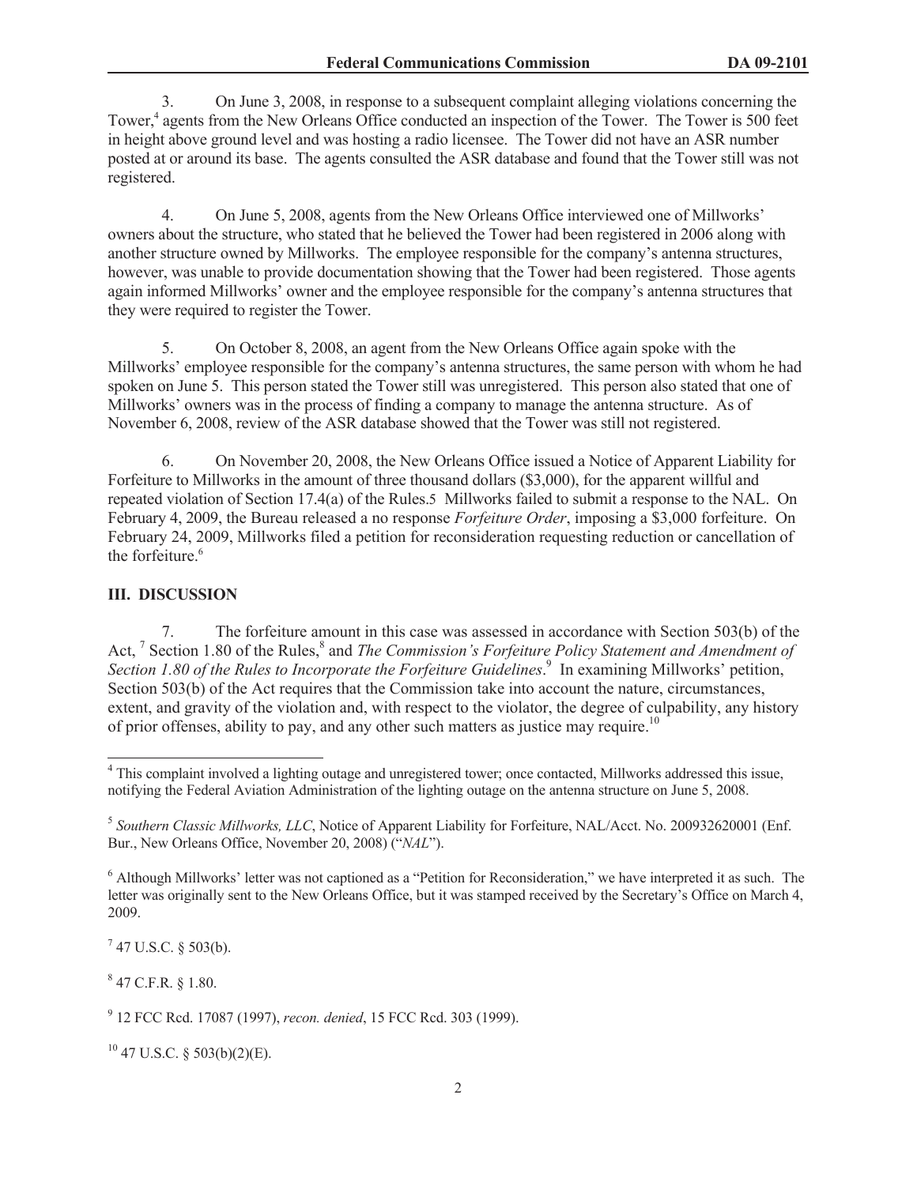3. On June 3, 2008, in response to a subsequent complaint alleging violations concerning the Tower,[4] agents from the New Orleans Office conducted an inspection of the Tower. The Tower is 500 feet in height above ground level and was hosting a radio licensee. The Tower did not have an ASR number posted at or around its base. The agents consulted the ASR database and found that the Tower still was not registered.

4. On June 5, 2008, agents from the New Orleans Office interviewed one of Millworks' owners about the structure, who stated that he believed the Tower had been registered in 2006 along with another structure owned by Millworks. The employee responsible for the company's antenna structures, however, was unable to provide documentation showing that the Tower had been registered. Those agents again informed Millworks' owner and the employee responsible for the company's antenna structures that they were required to register the Tower.

5. On October 8, 2008, an agent from the New Orleans Office again spoke with the Millworks' employee responsible for the company's antenna structures, the same person with whom he had spoken on June 5. This person stated the Tower still was unregistered. This person also stated that one of Millworks' owners was in the process of finding a company to manage the antenna structure. As of November 6, 2008, review of the ASR database showed that the Tower was still not registered.

6. On November 20, 2008, the New Orleans Office issued a Notice of Apparent Liability for Forfeiture to Millworks in the amount of three thousand dollars ($3,000), for the apparent willful and repeated violation of Section 17.4(a) of the Rules.[5] Millworks failed to submit a response to the NAL. On February 4, 2009, the Bureau released a no response *Forfeiture Order*, imposing a $3,000 forfeiture. On February 24, 2009, Millworks filed a petition for reconsideration requesting reduction or cancellation of the forfeiture.[6]

## III. DISCUSSION

7. The forfeiture amount in this case was assessed in accordance with Section 503(b) of the Act,[7] Section 1.80 of the Rules,[8] and *The Commission's Forfeiture Policy Statement and Amendment of Section 1.80 of the Rules to Incorporate the Forfeiture Guidelines*.[9] In examining Millworks' petition, Section 503(b) of the Act requires that the Commission take into account the nature, circumstances, extent, and gravity of the violation and, with respect to the violator, the degree of culpability, any history of prior offenses, ability to pay, and any other such matters as justice may require.[10]

---

[4] This complaint involved a lighting outage and unregistered tower; once contacted, Millworks addressed this issue, notifying the Federal Aviation Administration of the lighting outage on the antenna structure on June 5, 2008.

[5] *Southern Classic Millworks, LLC*, Notice of Apparent Liability for Forfeiture, NAL/Acct. No. 200932620001 (Enf. Bur., New Orleans Office, November 20, 2008) ("*NAL*").

[6] Although Millworks' letter was not captioned as a "Petition for Reconsideration," we have interpreted it as such. The letter was originally sent to the New Orleans Office, but it was stamped received by the Secretary's Office on March 4, 2009.

[7] 47 U.S.C. § 503(b).

[8] 47 C.F.R. § 1.80.

[9] 12 FCC Rcd. 17087 (1997), *recon. denied*, 15 FCC Rcd. 303 (1999).

[10] 47 U.S.C. § 503(b)(2)(E).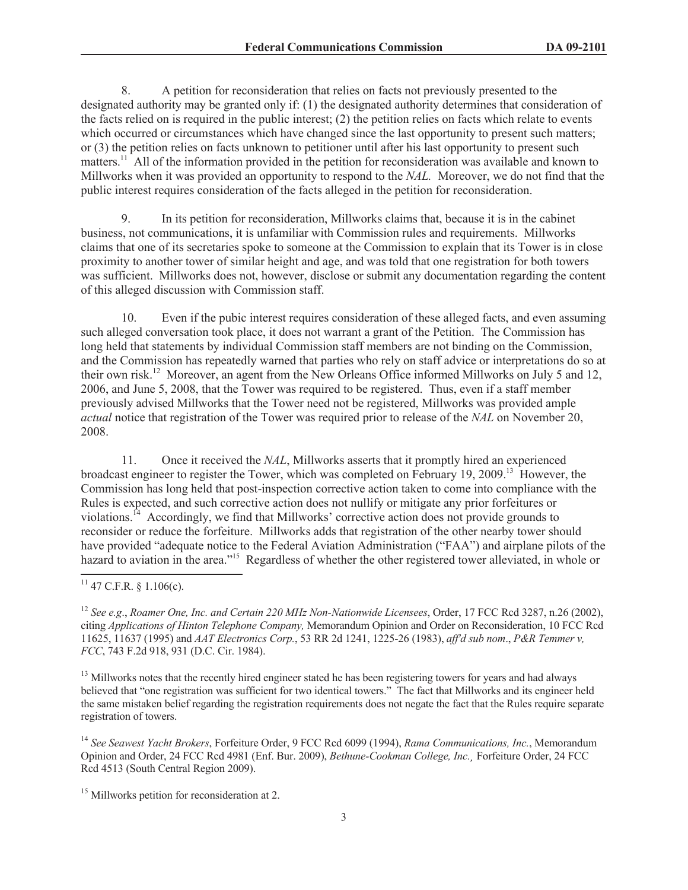8. A petition for reconsideration that relies on facts not previously presented to the designated authority may be granted only if: (1) the designated authority determines that consideration of the facts relied on is required in the public interest; (2) the petition relies on facts which relate to events which occurred or circumstances which have changed since the last opportunity to present such matters; or (3) the petition relies on facts unknown to petitioner until after his last opportunity to present such matters.[11] All of the information provided in the petition for reconsideration was available and known to Millworks when it was provided an opportunity to respond to the *NAL.* Moreover, we do not find that the public interest requires consideration of the facts alleged in the petition for reconsideration.

9. In its petition for reconsideration, Millworks claims that, because it is in the cabinet business, not communications, it is unfamiliar with Commission rules and requirements. Millworks claims that one of its secretaries spoke to someone at the Commission to explain that its Tower is in close proximity to another tower of similar height and age, and was told that one registration for both towers was sufficient. Millworks does not, however, disclose or submit any documentation regarding the content of this alleged discussion with Commission staff.

10. Even if the pubic interest requires consideration of these alleged facts, and even assuming such alleged conversation took place, it does not warrant a grant of the Petition. The Commission has long held that statements by individual Commission staff members are not binding on the Commission, and the Commission has repeatedly warned that parties who rely on staff advice or interpretations do so at their own risk.[12] Moreover, an agent from the New Orleans Office informed Millworks on July 5 and 12, 2006, and June 5, 2008, that the Tower was required to be registered. Thus, even if a staff member previously advised Millworks that the Tower need not be registered, Millworks was provided ample *actual* notice that registration of the Tower was required prior to release of the *NAL* on November 20, 2008.

11. Once it received the *NAL*, Millworks asserts that it promptly hired an experienced broadcast engineer to register the Tower, which was completed on February 19, 2009.[13] However, the Commission has long held that post-inspection corrective action taken to come into compliance with the Rules is expected, and such corrective action does not nullify or mitigate any prior forfeitures or violations.[14] Accordingly, we find that Millworks' corrective action does not provide grounds to reconsider or reduce the forfeiture. Millworks adds that registration of the other nearby tower should have provided "adequate notice to the Federal Aviation Administration ("FAA") and airplane pilots of the hazard to aviation in the area."[15] Regardless of whether the other registered tower alleviated, in whole or

---

[11] 47 C.F.R. § 1.106(c).

[12] *See e.g*., *Roamer One, Inc. and Certain 220 MHz Non-Nationwide Licensees*, Order, 17 FCC Rcd 3287, n.26 (2002), citing *Applications of Hinton Telephone Company,* Memorandum Opinion and Order on Reconsideration, 10 FCC Rcd 11625, 11637 (1995) and *AAT Electronics Corp.*, 53 RR 2d 1241, 1225-26 (1983), *aff'd sub nom*., *P&R Temmer v, FCC*, 743 F.2d 918, 931 (D.C. Cir. 1984).

[13] Millworks notes that the recently hired engineer stated he has been registering towers for years and had always believed that "one registration was sufficient for two identical towers." The fact that Millworks and its engineer held the same mistaken belief regarding the registration requirements does not negate the fact that the Rules require separate registration of towers.

[14] *See Seawest Yacht Brokers*, Forfeiture Order, 9 FCC Rcd 6099 (1994), *Rama Communications, Inc.*, Memorandum Opinion and Order, 24 FCC Rcd 4981 (Enf. Bur. 2009), *Bethune-Cookman College, Inc.,* Forfeiture Order, 24 FCC Rcd 4513 (South Central Region 2009).

[15] Millworks petition for reconsideration at 2.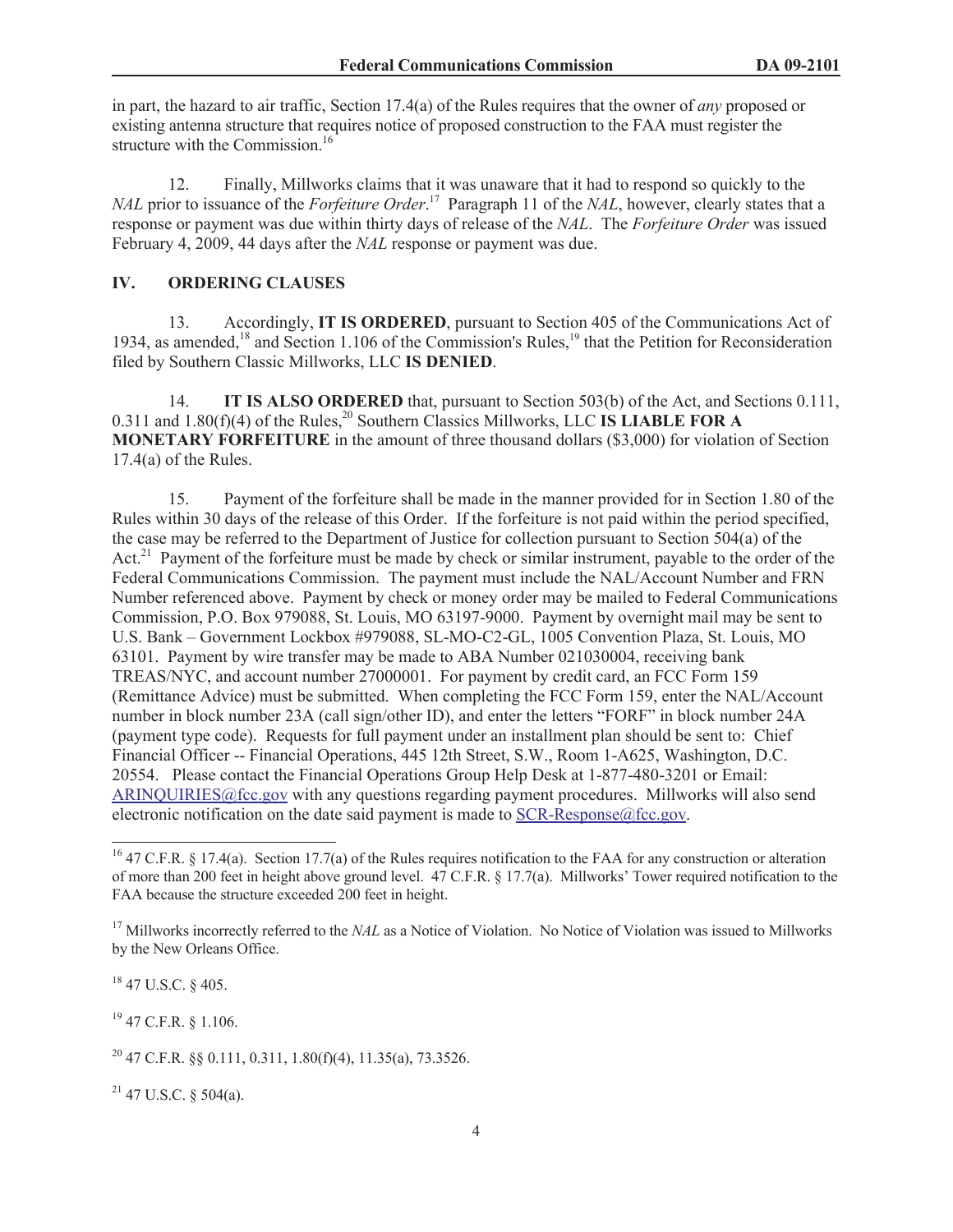in part, the hazard to air traffic, Section 17.4(a) of the Rules requires that the owner of *any* proposed or existing antenna structure that requires notice of proposed construction to the FAA must register the structure with the Commission.[16]

12. Finally, Millworks claims that it was unaware that it had to respond so quickly to the *NAL* prior to issuance of the *Forfeiture Order*.[17] Paragraph 11 of the *NAL*, however, clearly states that a response or payment was due within thirty days of release of the *NAL*. The *Forfeiture Order* was issued February 4, 2009, 44 days after the *NAL* response or payment was due.

## IV. ORDERING CLAUSES

13. Accordingly, **IT IS ORDERED**, pursuant to Section 405 of the Communications Act of 1934, as amended,[18] and Section 1.106 of the Commission's Rules,[19] that the Petition for Reconsideration filed by Southern Classic Millworks, LLC **IS DENIED**.

14. **IT IS ALSO ORDERED** that, pursuant to Section 503(b) of the Act, and Sections 0.111, 0.311 and 1.80(f)(4) of the Rules,[20] Southern Classics Millworks, LLC **IS LIABLE FOR A MONETARY FORFEITURE** in the amount of three thousand dollars ($3,000) for violation of Section 17.4(a) of the Rules.

15. Payment of the forfeiture shall be made in the manner provided for in Section 1.80 of the Rules within 30 days of the release of this Order. If the forfeiture is not paid within the period specified, the case may be referred to the Department of Justice for collection pursuant to Section 504(a) of the Act.[21] Payment of the forfeiture must be made by check or similar instrument, payable to the order of the Federal Communications Commission. The payment must include the NAL/Account Number and FRN Number referenced above. Payment by check or money order may be mailed to Federal Communications Commission, P.O. Box 979088, St. Louis, MO 63197-9000. Payment by overnight mail may be sent to U.S. Bank – Government Lockbox #979088, SL-MO-C2-GL, 1005 Convention Plaza, St. Louis, MO 63101. Payment by wire transfer may be made to ABA Number 021030004, receiving bank TREAS/NYC, and account number 27000001. For payment by credit card, an FCC Form 159 (Remittance Advice) must be submitted. When completing the FCC Form 159, enter the NAL/Account number in block number 23A (call sign/other ID), and enter the letters "FORF" in block number 24A (payment type code). Requests for full payment under an installment plan should be sent to: Chief Financial Officer -- Financial Operations, 445 12th Street, S.W., Room 1-A625, Washington, D.C. 20554. Please contact the Financial Operations Group Help Desk at 1-877-480-3201 or Email: ARINQUIRIES@fcc.gov with any questions regarding payment procedures. Millworks will also send electronic notification on the date said payment is made to SCR-Response@fcc.gov.

---

[16] 47 C.F.R. § 17.4(a). Section 17.7(a) of the Rules requires notification to the FAA for any construction or alteration of more than 200 feet in height above ground level. 47 C.F.R. § 17.7(a). Millworks' Tower required notification to the FAA because the structure exceeded 200 feet in height.

[17] Millworks incorrectly referred to the *NAL* as a Notice of Violation. No Notice of Violation was issued to Millworks by the New Orleans Office.

[18] 47 U.S.C. § 405.

[19] 47 C.F.R. § 1.106.

[20] 47 C.F.R. §§ 0.111, 0.311, 1.80(f)(4), 11.35(a), 73.3526.

[21] 47 U.S.C. § 504(a).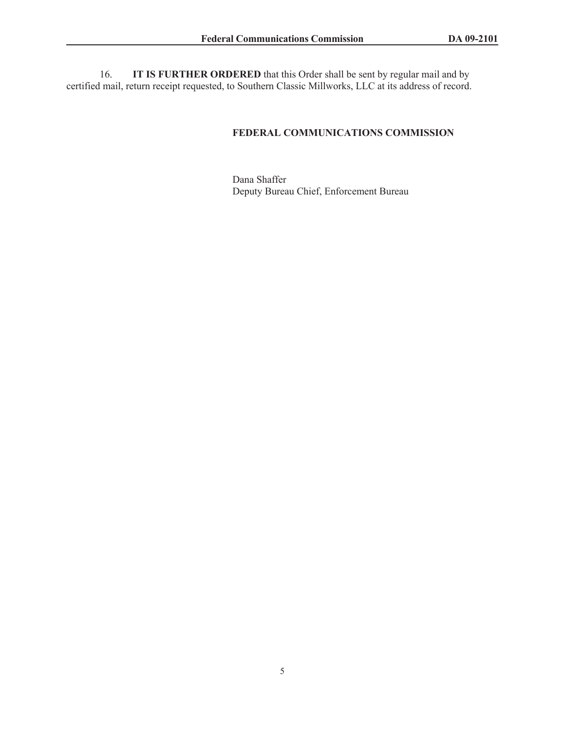16. **IT IS FURTHER ORDERED** that this Order shall be sent by regular mail and by certified mail, return receipt requested, to Southern Classic Millworks, LLC at its address of record.

**FEDERAL COMMUNICATIONS COMMISSION**

Dana Shaffer
Deputy Bureau Chief, Enforcement Bureau